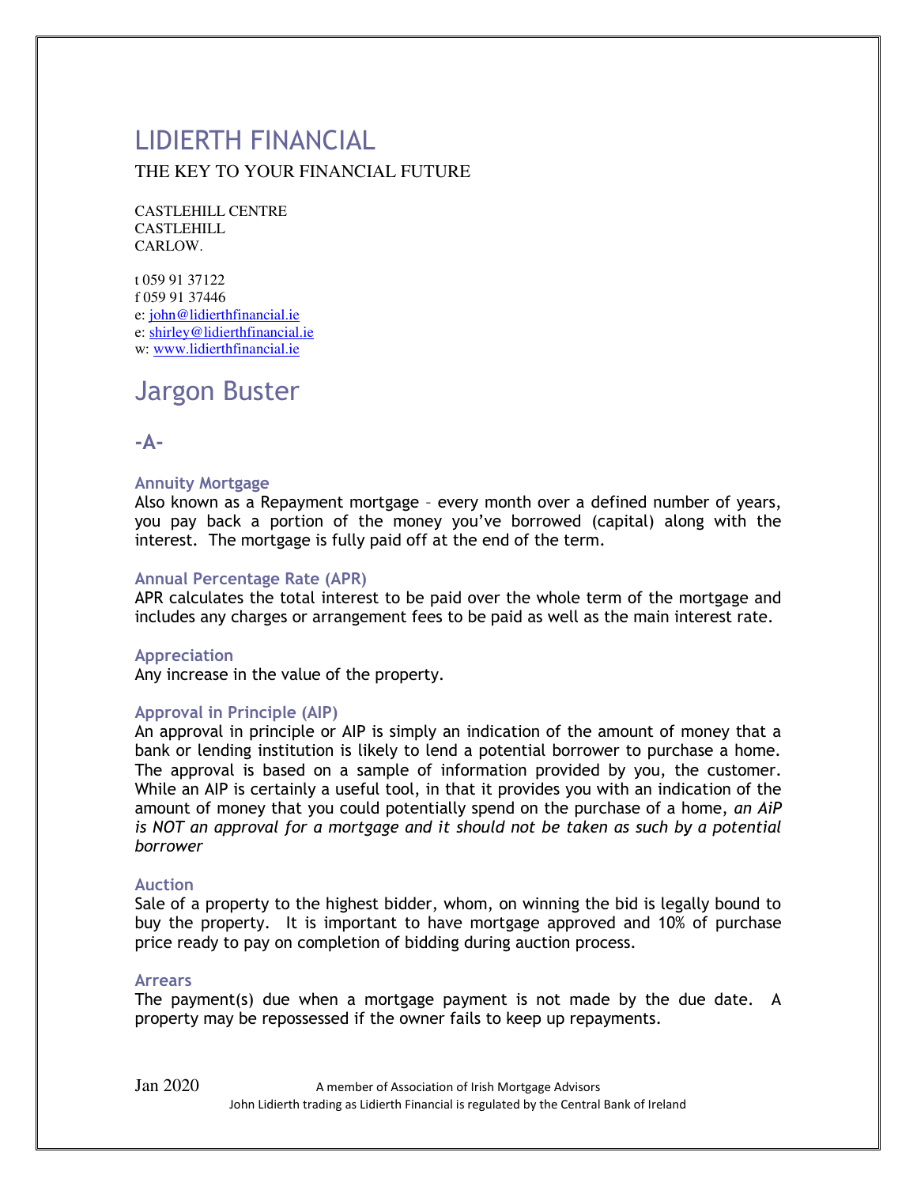# LIDIERTH FINANCIAL

THE KEY TO YOUR FINANCIAL FUTURE

CASTLEHILL CENTRE
CASTLEHILL
CARLOW.

t 059 91 37122
f 059 91 37446
e: john@lidierthfinancial.ie
e: shirley@lidierthfinancial.ie
w: www.lidierthfinancial.ie

# Jargon Buster

## -A-

### Annuity Mortgage

Also known as a Repayment mortgage – every month over a defined number of years, you pay back a portion of the money you've borrowed (capital) along with the interest. The mortgage is fully paid off at the end of the term.

### Annual Percentage Rate (APR)

APR calculates the total interest to be paid over the whole term of the mortgage and includes any charges or arrangement fees to be paid as well as the main interest rate.

### Appreciation

Any increase in the value of the property.

### Approval in Principle (AIP)

An approval in principle or AIP is simply an indication of the amount of money that a bank or lending institution is likely to lend a potential borrower to purchase a home. The approval is based on a sample of information provided by you, the customer. While an AIP is certainly a useful tool, in that it provides you with an indication of the amount of money that you could potentially spend on the purchase of a home, *an AiP is NOT an approval for a mortgage and it should not be taken as such by a potential borrower*

### Auction

Sale of a property to the highest bidder, whom, on winning the bid is legally bound to buy the property. It is important to have mortgage approved and 10% of purchase price ready to pay on completion of bidding during auction process.

### Arrears

The payment(s) due when a mortgage payment is not made by the due date. A property may be repossessed if the owner fails to keep up repayments.

Jan 2020 A member of Association of Irish Mortgage Advisors
John Lidierth trading as Lidierth Financial is regulated by the Central Bank of Ireland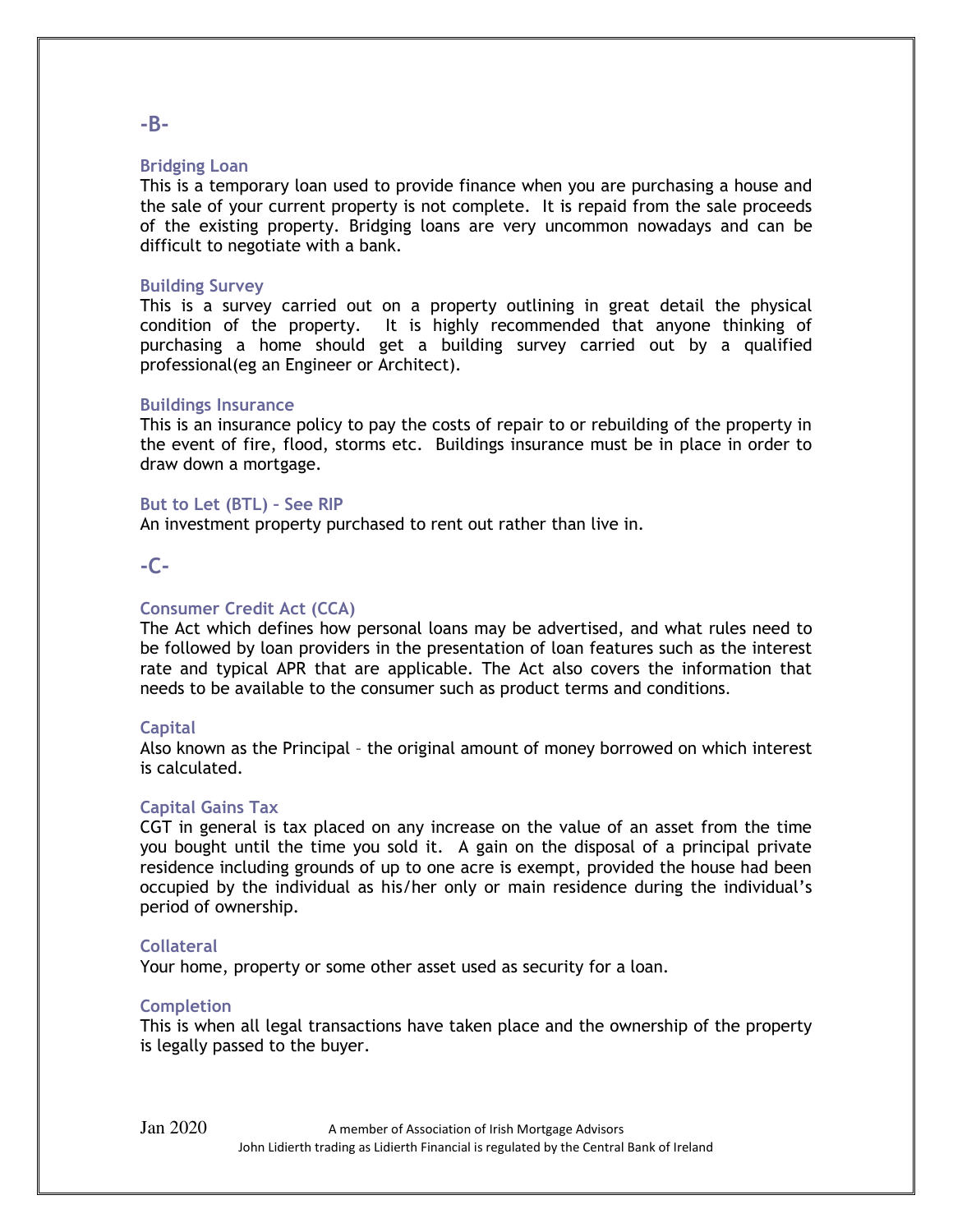## -B-

### Bridging Loan

This is a temporary loan used to provide finance when you are purchasing a house and the sale of your current property is not complete. It is repaid from the sale proceeds of the existing property. Bridging loans are very uncommon nowadays and can be difficult to negotiate with a bank.

### Building Survey

This is a survey carried out on a property outlining in great detail the physical condition of the property. It is highly recommended that anyone thinking of purchasing a home should get a building survey carried out by a qualified professional(eg an Engineer or Architect).

### Buildings Insurance

This is an insurance policy to pay the costs of repair to or rebuilding of the property in the event of fire, flood, storms etc. Buildings insurance must be in place in order to draw down a mortgage.

### But to Let (BTL) – See RIP

An investment property purchased to rent out rather than live in.

## -C-

### Consumer Credit Act (CCA)

The Act which defines how personal loans may be advertised, and what rules need to be followed by loan providers in the presentation of loan features such as the interest rate and typical APR that are applicable. The Act also covers the information that needs to be available to the consumer such as product terms and conditions.

### Capital

Also known as the Principal – the original amount of money borrowed on which interest is calculated.

### Capital Gains Tax

CGT in general is tax placed on any increase on the value of an asset from the time you bought until the time you sold it. A gain on the disposal of a principal private residence including grounds of up to one acre is exempt, provided the house had been occupied by the individual as his/her only or main residence during the individual's period of ownership.

### Collateral

Your home, property or some other asset used as security for a loan.

### Completion

This is when all legal transactions have taken place and the ownership of the property is legally passed to the buyer.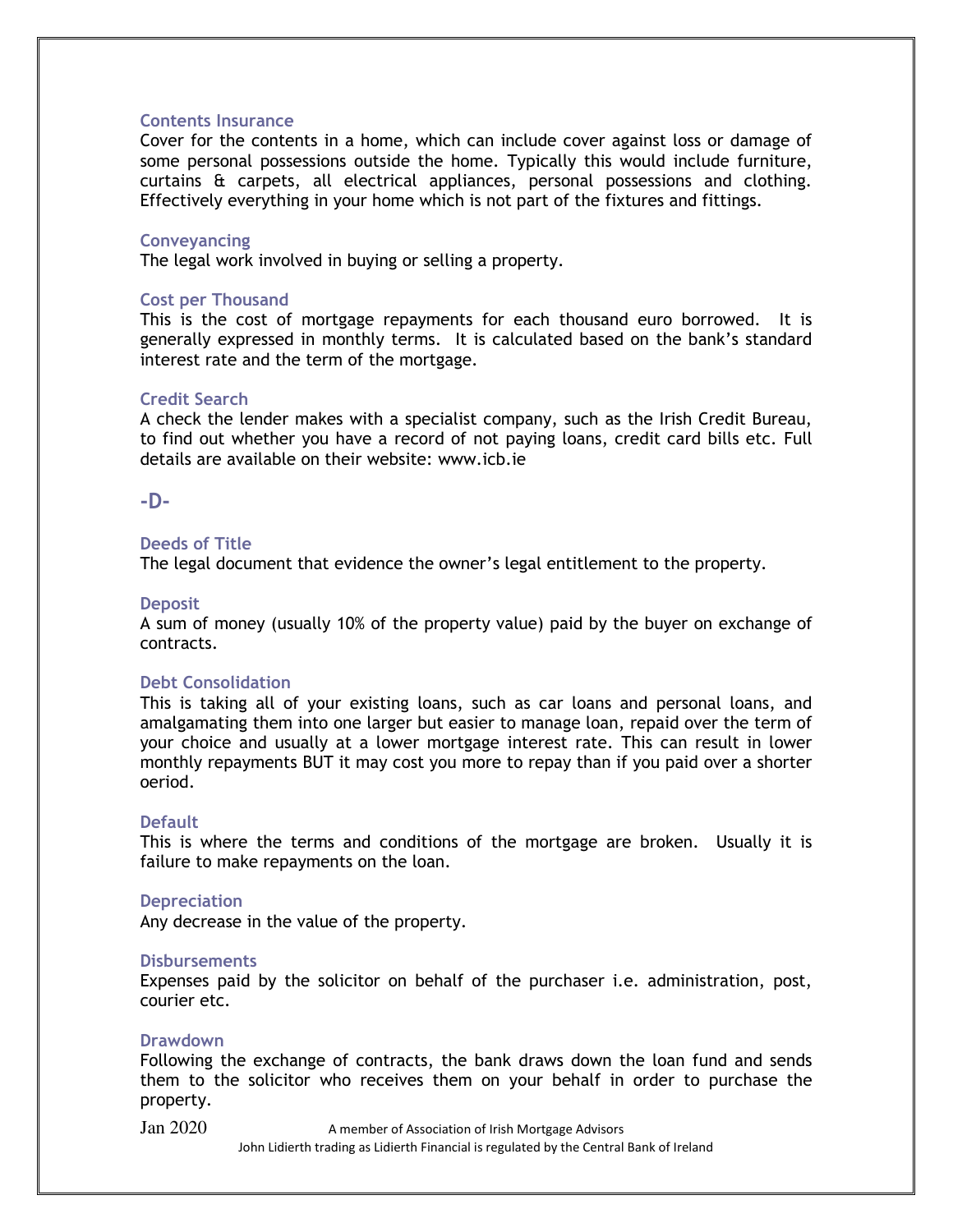### Contents Insurance

Cover for the contents in a home, which can include cover against loss or damage of some personal possessions outside the home. Typically this would include furniture, curtains & carpets, all electrical appliances, personal possessions and clothing. Effectively everything in your home which is not part of the fixtures and fittings.

### Conveyancing

The legal work involved in buying or selling a property.

### Cost per Thousand

This is the cost of mortgage repayments for each thousand euro borrowed. It is generally expressed in monthly terms. It is calculated based on the bank's standard interest rate and the term of the mortgage.

### Credit Search

A check the lender makes with a specialist company, such as the Irish Credit Bureau, to find out whether you have a record of not paying loans, credit card bills etc. Full details are available on their website: www.icb.ie

## -D-

### Deeds of Title

The legal document that evidence the owner's legal entitlement to the property.

### Deposit

A sum of money (usually 10% of the property value) paid by the buyer on exchange of contracts.

### Debt Consolidation

This is taking all of your existing loans, such as car loans and personal loans, and amalgamating them into one larger but easier to manage loan, repaid over the term of your choice and usually at a lower mortgage interest rate. This can result in lower monthly repayments BUT it may cost you more to repay than if you paid over a shorter oeriod.

### Default

This is where the terms and conditions of the mortgage are broken. Usually it is failure to make repayments on the loan.

### Depreciation

Any decrease in the value of the property.

### Disbursements

Expenses paid by the solicitor on behalf of the purchaser i.e. administration, post, courier etc.

### Drawdown

Following the exchange of contracts, the bank draws down the loan fund and sends them to the solicitor who receives them on your behalf in order to purchase the property.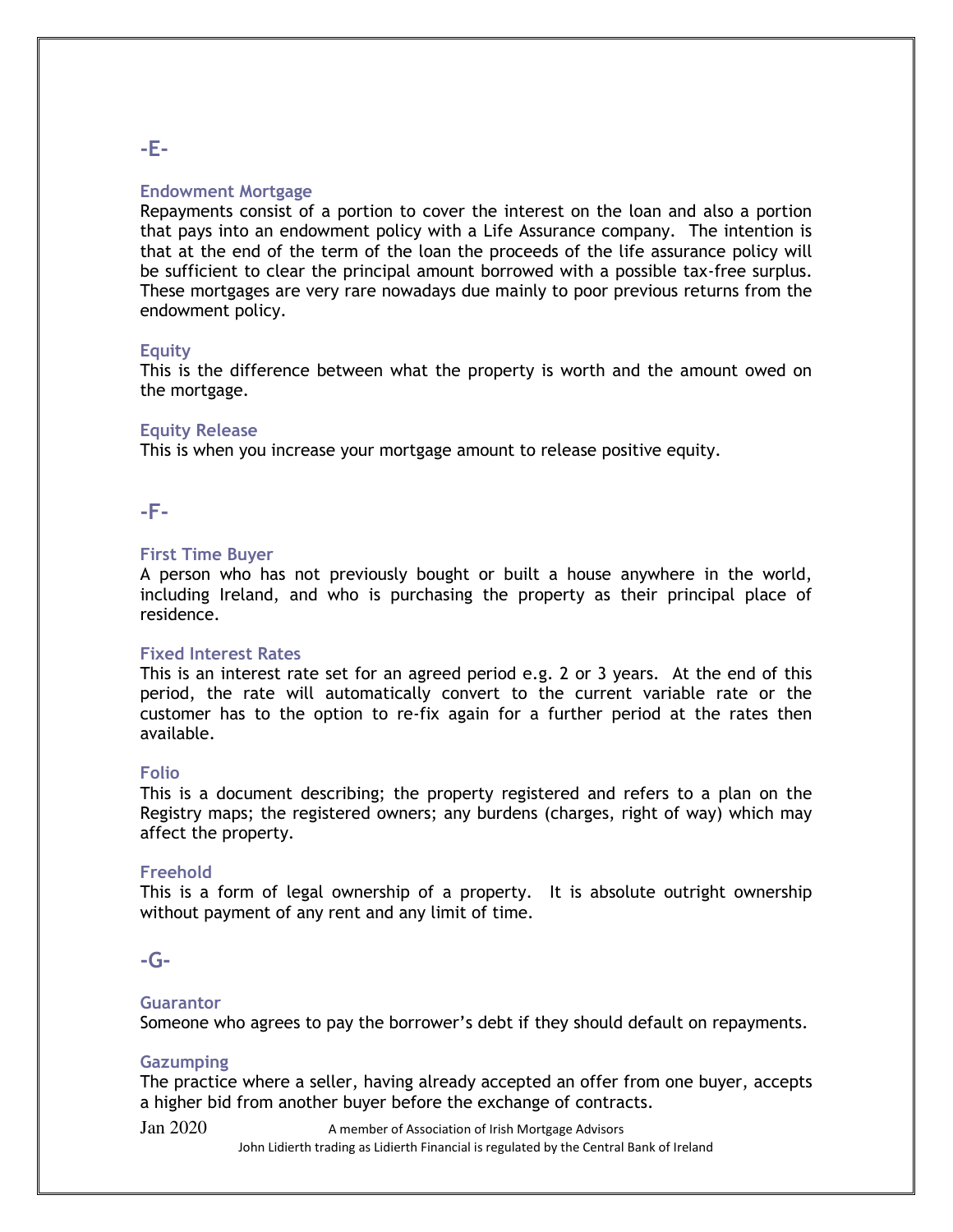## -E-

### Endowment Mortgage

Repayments consist of a portion to cover the interest on the loan and also a portion that pays into an endowment policy with a Life Assurance company. The intention is that at the end of the term of the loan the proceeds of the life assurance policy will be sufficient to clear the principal amount borrowed with a possible tax-free surplus. These mortgages are very rare nowadays due mainly to poor previous returns from the endowment policy.

### Equity

This is the difference between what the property is worth and the amount owed on the mortgage.

### Equity Release

This is when you increase your mortgage amount to release positive equity.

## -F-

### First Time Buyer

A person who has not previously bought or built a house anywhere in the world, including Ireland, and who is purchasing the property as their principal place of residence.

### Fixed Interest Rates

This is an interest rate set for an agreed period e.g. 2 or 3 years. At the end of this period, the rate will automatically convert to the current variable rate or the customer has to the option to re-fix again for a further period at the rates then available.

### Folio

This is a document describing; the property registered and refers to a plan on the Registry maps; the registered owners; any burdens (charges, right of way) which may affect the property.

### Freehold

This is a form of legal ownership of a property. It is absolute outright ownership without payment of any rent and any limit of time.

## -G-

### Guarantor

Someone who agrees to pay the borrower's debt if they should default on repayments.

### Gazumping

The practice where a seller, having already accepted an offer from one buyer, accepts a higher bid from another buyer before the exchange of contracts.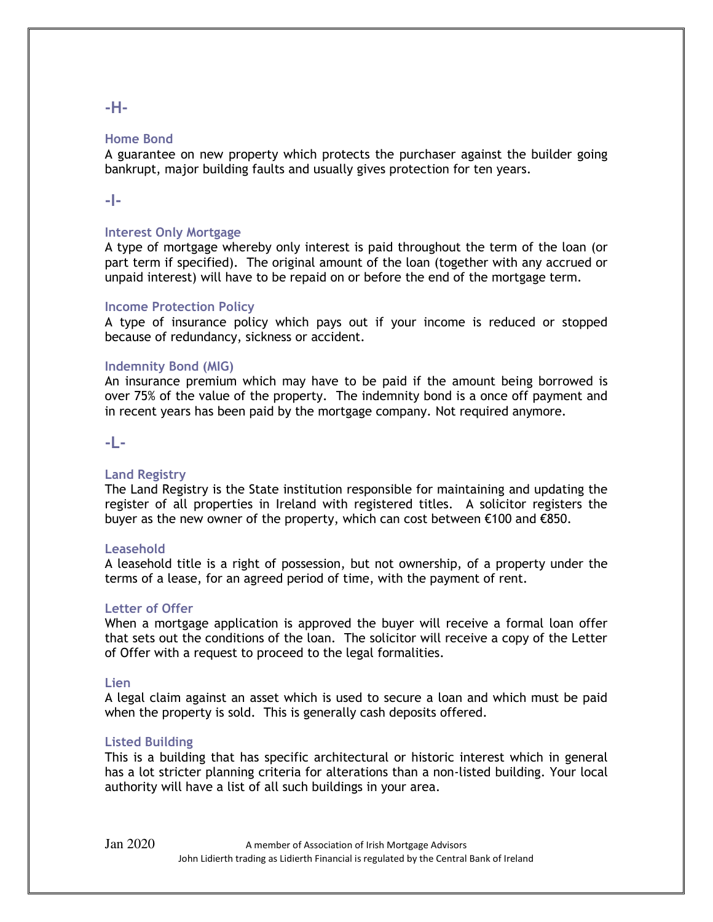## -H-

### Home Bond

A guarantee on new property which protects the purchaser against the builder going bankrupt, major building faults and usually gives protection for ten years.

## -I-

### Interest Only Mortgage

A type of mortgage whereby only interest is paid throughout the term of the loan (or part term if specified). The original amount of the loan (together with any accrued or unpaid interest) will have to be repaid on or before the end of the mortgage term.

### Income Protection Policy

A type of insurance policy which pays out if your income is reduced or stopped because of redundancy, sickness or accident.

### Indemnity Bond (MIG)

An insurance premium which may have to be paid if the amount being borrowed is over 75% of the value of the property. The indemnity bond is a once off payment and in recent years has been paid by the mortgage company. Not required anymore.

## -L-

### Land Registry

The Land Registry is the State institution responsible for maintaining and updating the register of all properties in Ireland with registered titles. A solicitor registers the buyer as the new owner of the property, which can cost between €100 and €850.

### Leasehold

A leasehold title is a right of possession, but not ownership, of a property under the terms of a lease, for an agreed period of time, with the payment of rent.

### Letter of Offer

When a mortgage application is approved the buyer will receive a formal loan offer that sets out the conditions of the loan. The solicitor will receive a copy of the Letter of Offer with a request to proceed to the legal formalities.

### Lien

A legal claim against an asset which is used to secure a loan and which must be paid when the property is sold. This is generally cash deposits offered.

### Listed Building

This is a building that has specific architectural or historic interest which in general has a lot stricter planning criteria for alterations than a non-listed building. Your local authority will have a list of all such buildings in your area.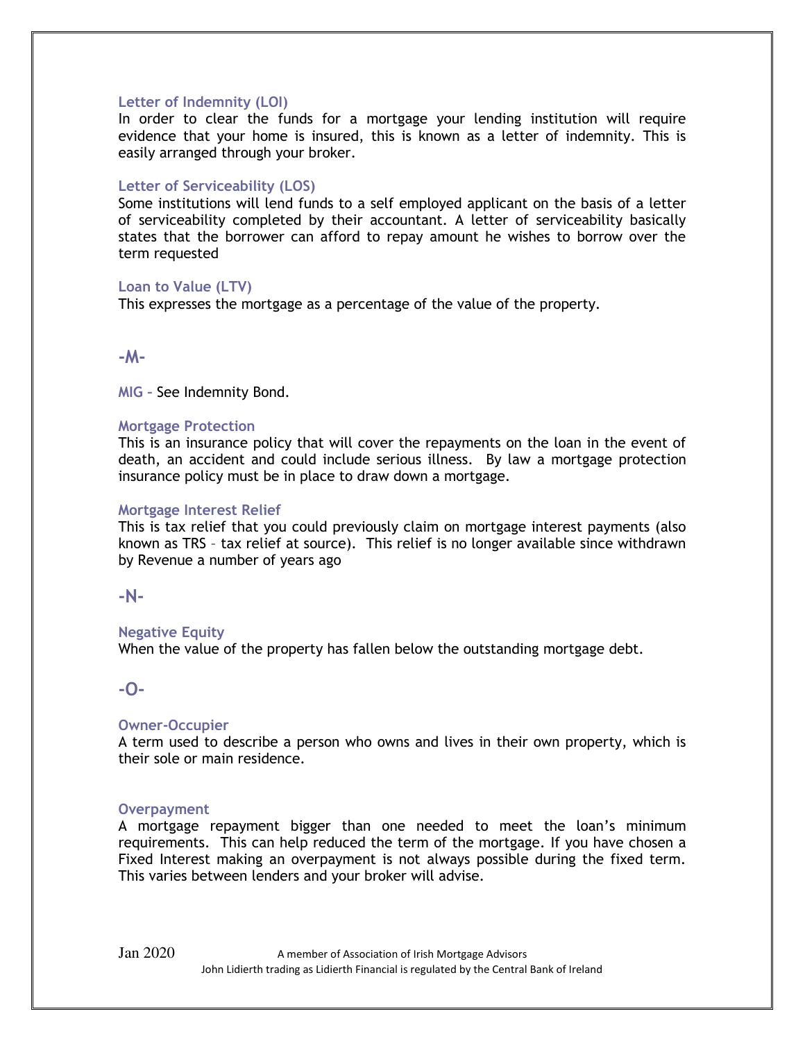### Letter of Indemnity (LOI)

In order to clear the funds for a mortgage your lending institution will require evidence that your home is insured, this is known as a letter of indemnity. This is easily arranged through your broker.

### Letter of Serviceability (LOS)

Some institutions will lend funds to a self employed applicant on the basis of a letter of serviceability completed by their accountant. A letter of serviceability basically states that the borrower can afford to repay amount he wishes to borrow over the term requested

### Loan to Value (LTV)

This expresses the mortgage as a percentage of the value of the property.

## -M-

**MIG** – See Indemnity Bond.

### Mortgage Protection

This is an insurance policy that will cover the repayments on the loan in the event of death, an accident and could include serious illness. By law a mortgage protection insurance policy must be in place to draw down a mortgage.

### Mortgage Interest Relief

This is tax relief that you could previously claim on mortgage interest payments (also known as TRS – tax relief at source). This relief is no longer available since withdrawn by Revenue a number of years ago

## -N-

### Negative Equity

When the value of the property has fallen below the outstanding mortgage debt.

## -O-

### Owner-Occupier

A term used to describe a person who owns and lives in their own property, which is their sole or main residence.

### Overpayment

A mortgage repayment bigger than one needed to meet the loan's minimum requirements. This can help reduced the term of the mortgage. If you have chosen a Fixed Interest making an overpayment is not always possible during the fixed term. This varies between lenders and your broker will advise.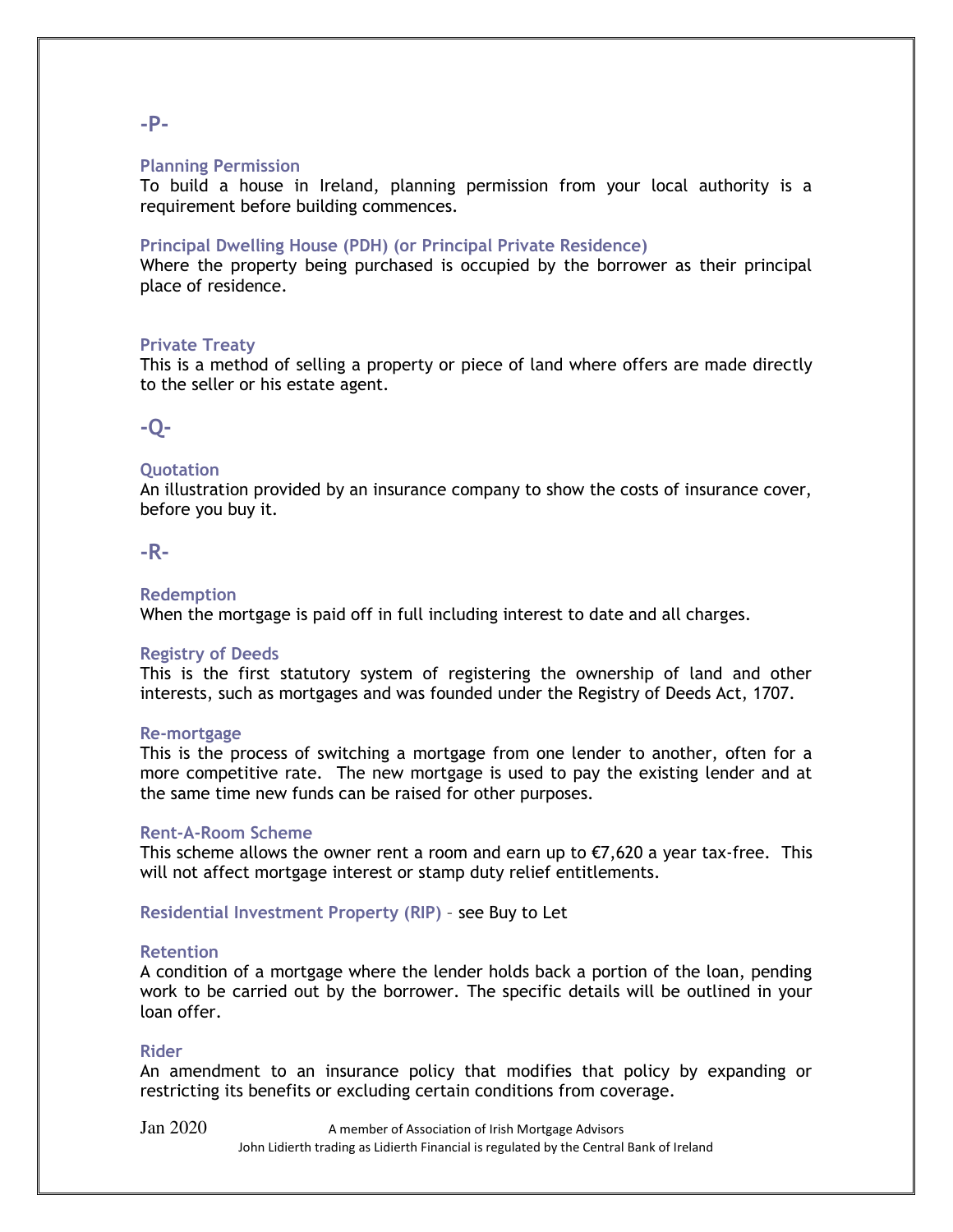## -P-

### Planning Permission

To build a house in Ireland, planning permission from your local authority is a requirement before building commences.

### Principal Dwelling House (PDH) (or Principal Private Residence)

Where the property being purchased is occupied by the borrower as their principal place of residence.

### Private Treaty

This is a method of selling a property or piece of land where offers are made directly to the seller or his estate agent.

## -Q-

### Quotation

An illustration provided by an insurance company to show the costs of insurance cover, before you buy it.

## -R-

### Redemption

When the mortgage is paid off in full including interest to date and all charges.

### Registry of Deeds

This is the first statutory system of registering the ownership of land and other interests, such as mortgages and was founded under the Registry of Deeds Act, 1707.

### Re-mortgage

This is the process of switching a mortgage from one lender to another, often for a more competitive rate. The new mortgage is used to pay the existing lender and at the same time new funds can be raised for other purposes.

### Rent-A-Room Scheme

This scheme allows the owner rent a room and earn up to €7,620 a year tax-free. This will not affect mortgage interest or stamp duty relief entitlements.

**Residential Investment Property (RIP)** – see Buy to Let

### Retention

A condition of a mortgage where the lender holds back a portion of the loan, pending work to be carried out by the borrower. The specific details will be outlined in your loan offer.

### Rider

An amendment to an insurance policy that modifies that policy by expanding or restricting its benefits or excluding certain conditions from coverage.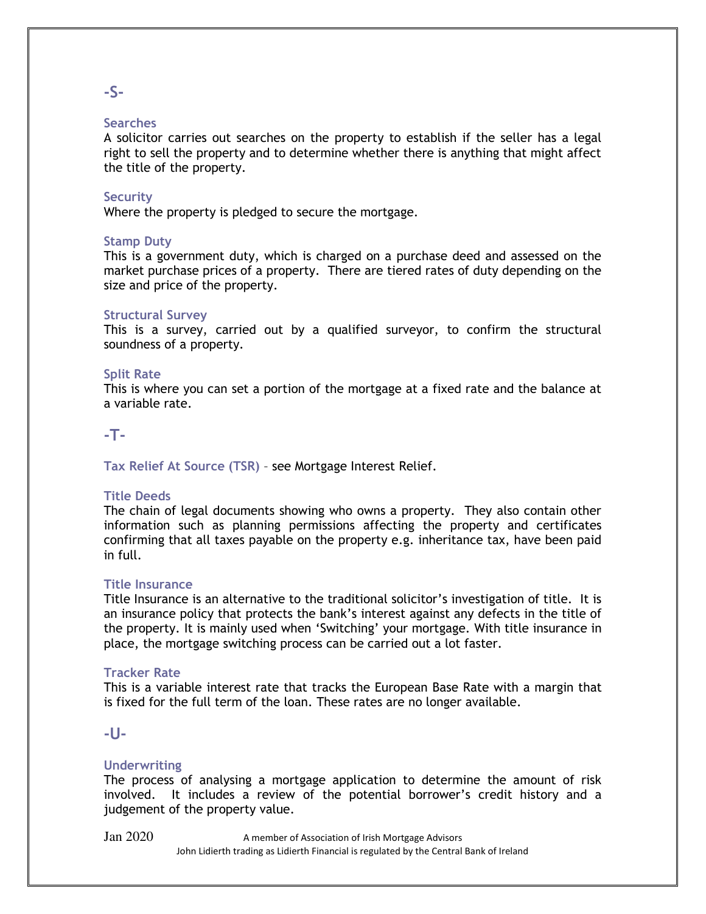## -S-

### Searches

A solicitor carries out searches on the property to establish if the seller has a legal right to sell the property and to determine whether there is anything that might affect the title of the property.

### Security

Where the property is pledged to secure the mortgage.

### Stamp Duty

This is a government duty, which is charged on a purchase deed and assessed on the market purchase prices of a property. There are tiered rates of duty depending on the size and price of the property.

### Structural Survey

This is a survey, carried out by a qualified surveyor, to confirm the structural soundness of a property.

### Split Rate

This is where you can set a portion of the mortgage at a fixed rate and the balance at a variable rate.

## -T-

**Tax Relief At Source (TSR)** – see Mortgage Interest Relief.

### Title Deeds

The chain of legal documents showing who owns a property. They also contain other information such as planning permissions affecting the property and certificates confirming that all taxes payable on the property e.g. inheritance tax, have been paid in full.

### Title Insurance

Title Insurance is an alternative to the traditional solicitor's investigation of title. It is an insurance policy that protects the bank's interest against any defects in the title of the property. It is mainly used when 'Switching' your mortgage. With title insurance in place, the mortgage switching process can be carried out a lot faster.

### Tracker Rate

This is a variable interest rate that tracks the European Base Rate with a margin that is fixed for the full term of the loan. These rates are no longer available.

## -U-

### Underwriting

The process of analysing a mortgage application to determine the amount of risk involved. It includes a review of the potential borrower's credit history and a judgement of the property value.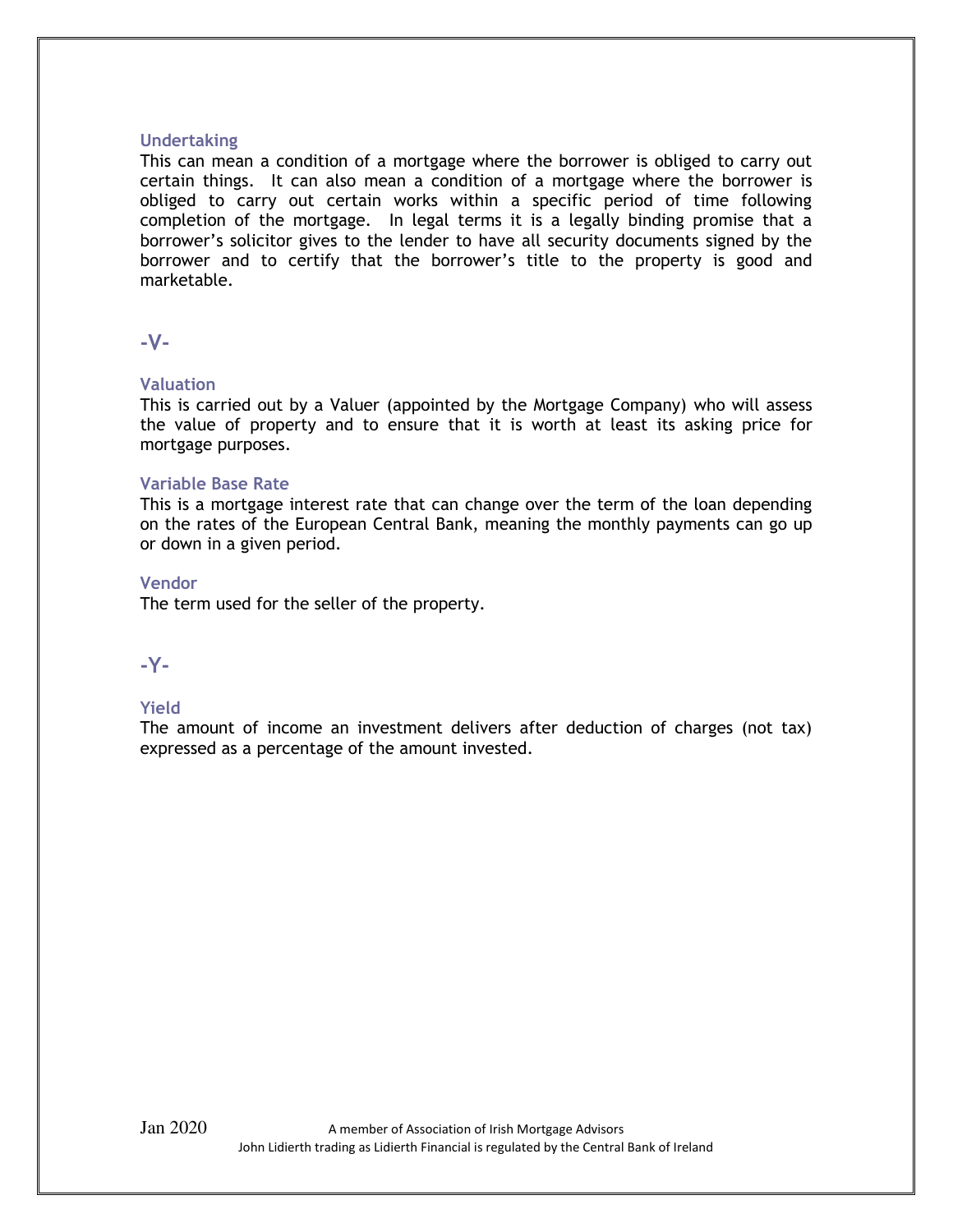### Undertaking

This can mean a condition of a mortgage where the borrower is obliged to carry out certain things. It can also mean a condition of a mortgage where the borrower is obliged to carry out certain works within a specific period of time following completion of the mortgage. In legal terms it is a legally binding promise that a borrower's solicitor gives to the lender to have all security documents signed by the borrower and to certify that the borrower's title to the property is good and marketable.

## -V-

### Valuation

This is carried out by a Valuer (appointed by the Mortgage Company) who will assess the value of property and to ensure that it is worth at least its asking price for mortgage purposes.

### Variable Base Rate

This is a mortgage interest rate that can change over the term of the loan depending on the rates of the European Central Bank, meaning the monthly payments can go up or down in a given period.

### Vendor

The term used for the seller of the property.

## -Y-

### Yield

The amount of income an investment delivers after deduction of charges (not tax) expressed as a percentage of the amount invested.